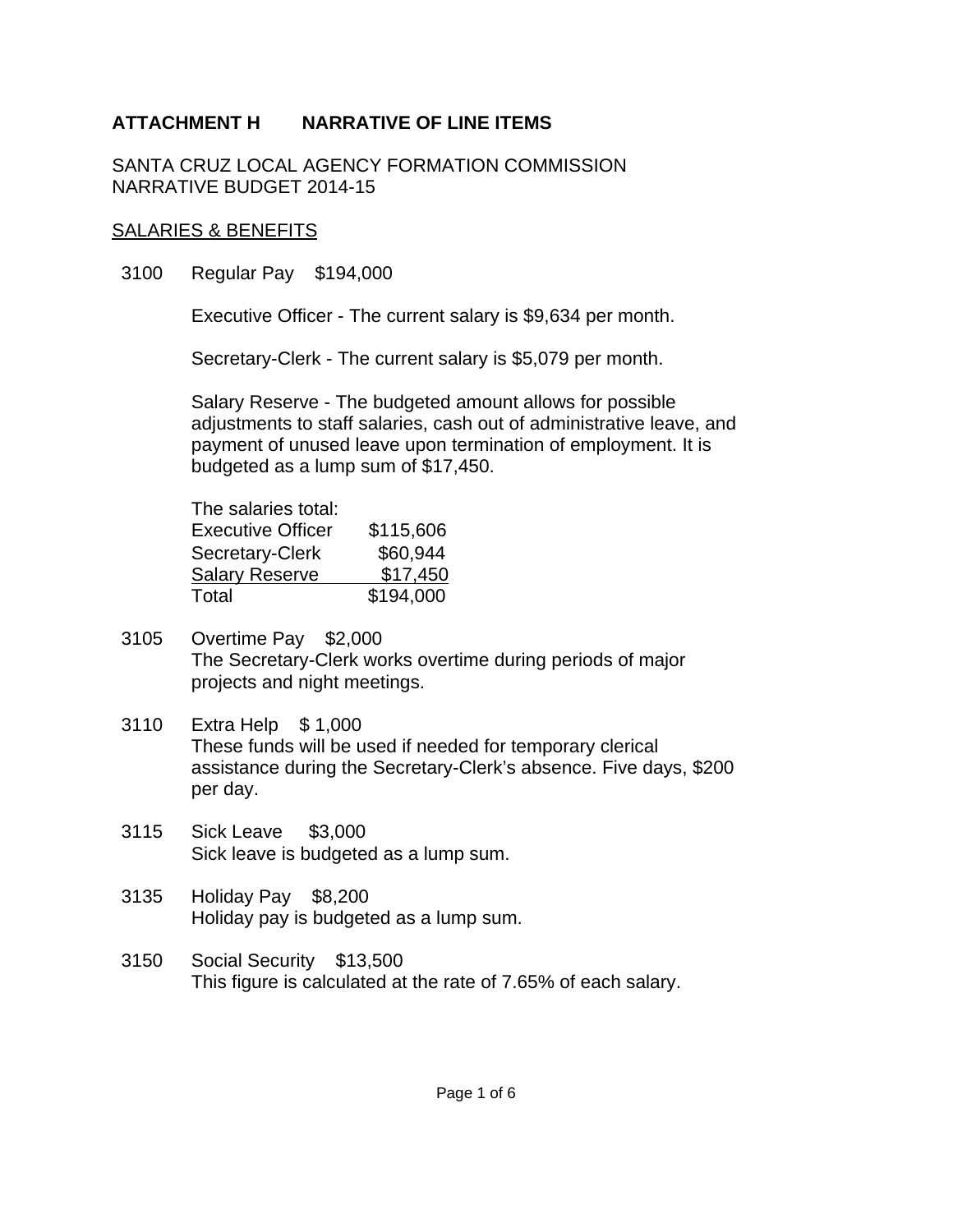## ATTACHMENT H NARRATIVE OF LINE ITEMS

SANTA CRUZ LOCAL AGENCY FORMATION COMMISSION
NARRATIVE BUDGET 2014-15

<u>SALARIES & BENEFITS</u>

3100 Regular Pay $194,000

Executive Officer - The current salary is $9,634 per month.

Secretary-Clerk - The current salary is $5,079 per month.

Salary Reserve - The budgeted amount allows for possible adjustments to staff salaries, cash out of administrative leave, and payment of unused leave upon termination of employment. It is budgeted as a lump sum of $17,450.

The salaries total:

| | |
|---|---|
| Executive Officer | $115,606 |
| Secretary-Clerk | $60,944 |
| Salary Reserve | $17,450 |
| Total | $194,000 |

3105 Overtime Pay $2,000
The Secretary-Clerk works overtime during periods of major projects and night meetings.

3110 Extra Help $ 1,000
These funds will be used if needed for temporary clerical assistance during the Secretary-Clerk's absence. Five days, $200 per day.

3115 Sick Leave $3,000
Sick leave is budgeted as a lump sum.

3135 Holiday Pay $8,200
Holiday pay is budgeted as a lump sum.

3150 Social Security $13,500
This figure is calculated at the rate of 7.65% of each salary.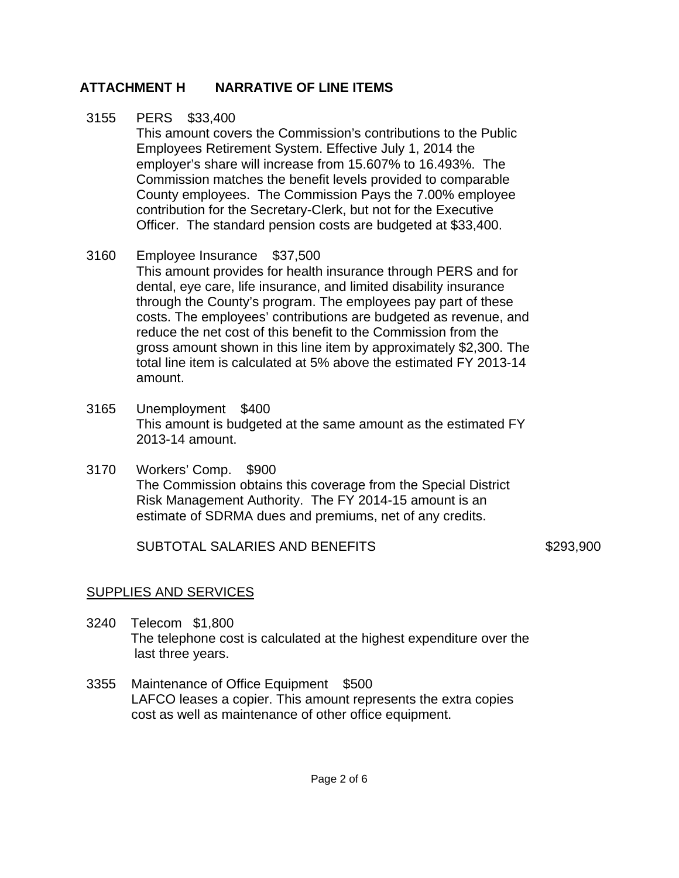## ATTACHMENT H NARRATIVE OF LINE ITEMS

3155 PERS $33,400
This amount covers the Commission's contributions to the Public Employees Retirement System. Effective July 1, 2014 the employer's share will increase from 15.607% to 16.493%. The Commission matches the benefit levels provided to comparable County employees. The Commission Pays the 7.00% employee contribution for the Secretary-Clerk, but not for the Executive Officer. The standard pension costs are budgeted at $33,400.

3160 Employee Insurance $37,500
This amount provides for health insurance through PERS and for dental, eye care, life insurance, and limited disability insurance through the County's program. The employees pay part of these costs. The employees' contributions are budgeted as revenue, and reduce the net cost of this benefit to the Commission from the gross amount shown in this line item by approximately $2,300. The total line item is calculated at 5% above the estimated FY 2013-14 amount.

3165 Unemployment $400
This amount is budgeted at the same amount as the estimated FY 2013-14 amount.

3170 Workers' Comp. $900
The Commission obtains this coverage from the Special District Risk Management Authority. The FY 2014-15 amount is an estimate of SDRMA dues and premiums, net of any credits.

SUBTOTAL SALARIES AND BENEFITS $293,900

SUPPLIES AND SERVICES

3240 Telecom $1,800
The telephone cost is calculated at the highest expenditure over the last three years.

3355 Maintenance of Office Equipment $500
LAFCO leases a copier. This amount represents the extra copies cost as well as maintenance of other office equipment.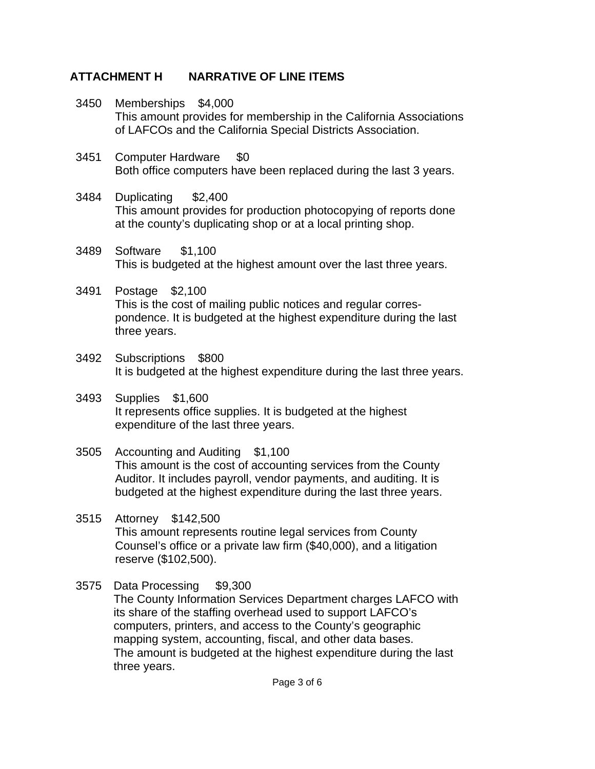## ATTACHMENT H NARRATIVE OF LINE ITEMS

3450 Memberships $4,000
This amount provides for membership in the California Associations of LAFCOs and the California Special Districts Association.

3451 Computer Hardware $0
Both office computers have been replaced during the last 3 years.

3484 Duplicating $2,400
This amount provides for production photocopying of reports done at the county's duplicating shop or at a local printing shop.

3489 Software $1,100
This is budgeted at the highest amount over the last three years.

3491 Postage $2,100
This is the cost of mailing public notices and regular correspondence. It is budgeted at the highest expenditure during the last three years.

3492 Subscriptions $800
It is budgeted at the highest expenditure during the last three years.

3493 Supplies $1,600
It represents office supplies. It is budgeted at the highest expenditure of the last three years.

3505 Accounting and Auditing $1,100
This amount is the cost of accounting services from the County Auditor. It includes payroll, vendor payments, and auditing. It is budgeted at the highest expenditure during the last three years.

3515 Attorney $142,500
This amount represents routine legal services from County Counsel's office or a private law firm ($40,000), and a litigation reserve ($102,500).

3575 Data Processing $9,300
The County Information Services Department charges LAFCO with its share of the staffing overhead used to support LAFCO's computers, printers, and access to the County's geographic mapping system, accounting, fiscal, and other data bases. The amount is budgeted at the highest expenditure during the last three years.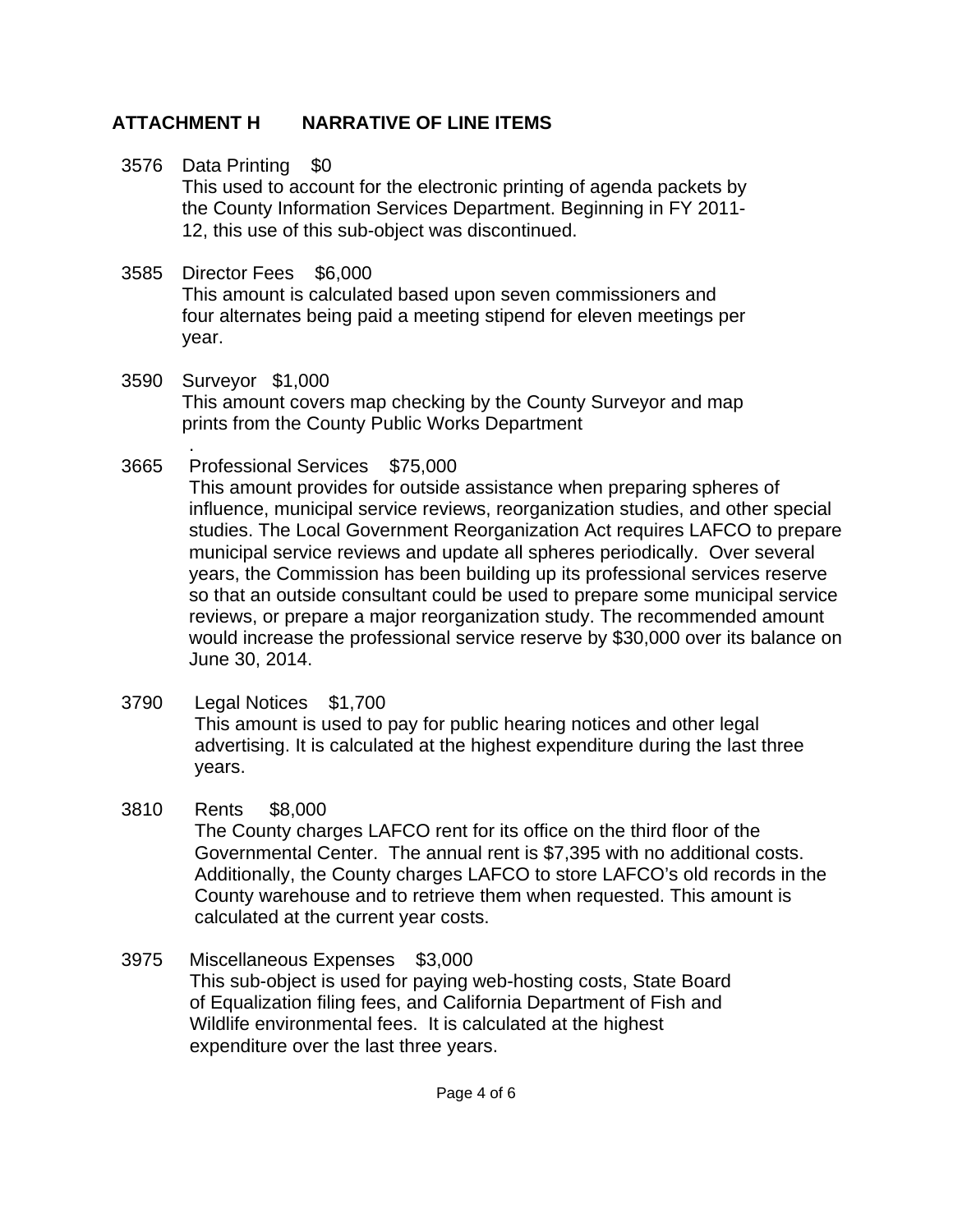## ATTACHMENT H NARRATIVE OF LINE ITEMS

3576 Data Printing $0
This used to account for the electronic printing of agenda packets by the County Information Services Department. Beginning in FY 2011-12, this use of this sub-object was discontinued.

3585 Director Fees $6,000
This amount is calculated based upon seven commissioners and four alternates being paid a meeting stipend for eleven meetings per year.

3590 Surveyor $1,000
This amount covers map checking by the County Surveyor and map prints from the County Public Works Department
.

3665 Professional Services $75,000
This amount provides for outside assistance when preparing spheres of influence, municipal service reviews, reorganization studies, and other special studies. The Local Government Reorganization Act requires LAFCO to prepare municipal service reviews and update all spheres periodically. Over several years, the Commission has been building up its professional services reserve so that an outside consultant could be used to prepare some municipal service reviews, or prepare a major reorganization study. The recommended amount would increase the professional service reserve by $30,000 over its balance on June 30, 2014.

3790 Legal Notices $1,700
This amount is used to pay for public hearing notices and other legal advertising. It is calculated at the highest expenditure during the last three years.

3810 Rents $8,000
The County charges LAFCO rent for its office on the third floor of the Governmental Center. The annual rent is $7,395 with no additional costs. Additionally, the County charges LAFCO to store LAFCO's old records in the County warehouse and to retrieve them when requested. This amount is calculated at the current year costs.

3975 Miscellaneous Expenses $3,000
This sub-object is used for paying web-hosting costs, State Board of Equalization filing fees, and California Department of Fish and Wildlife environmental fees. It is calculated at the highest expenditure over the last three years.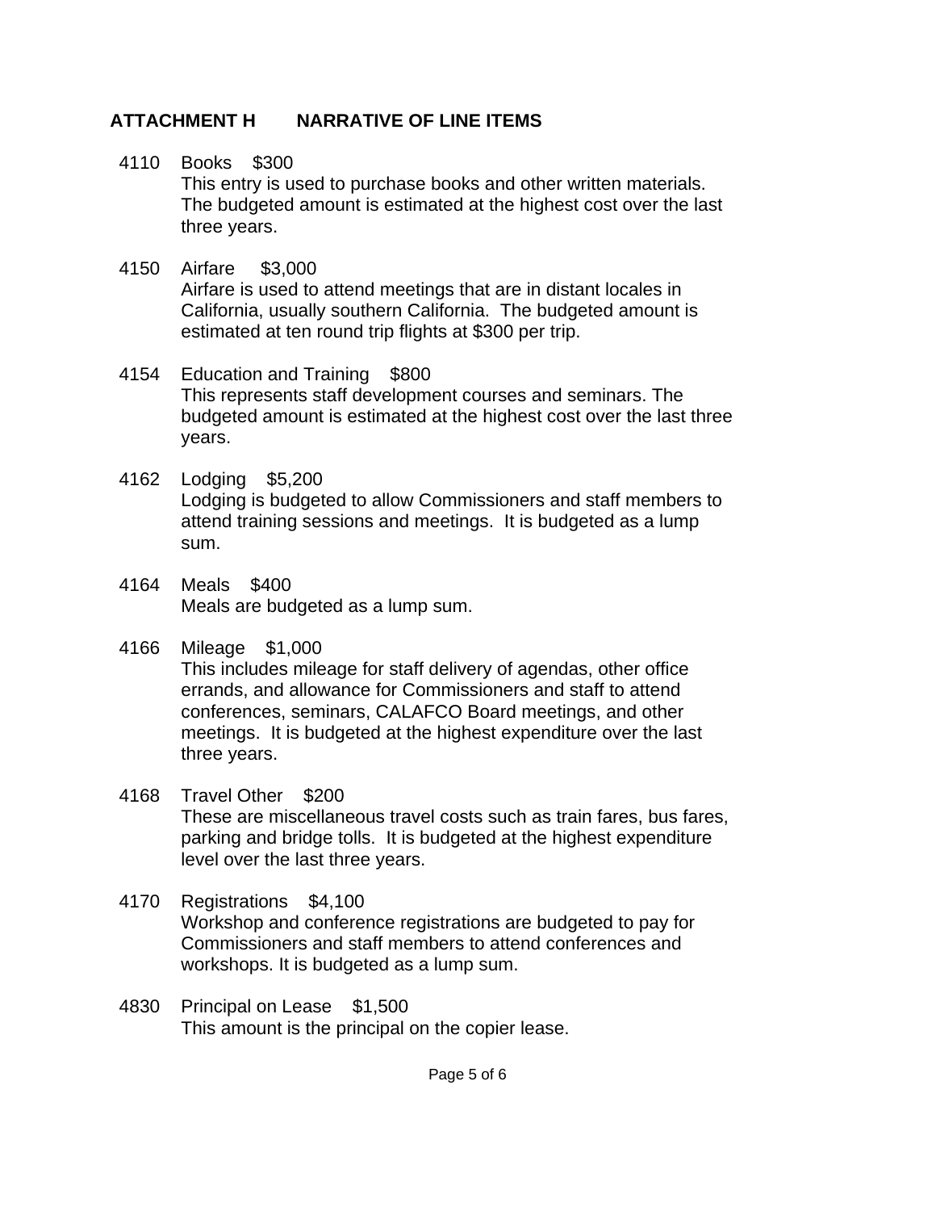## ATTACHMENT H NARRATIVE OF LINE ITEMS

**4110 Books $300**
This entry is used to purchase books and other written materials. The budgeted amount is estimated at the highest cost over the last three years.

**4150 Airfare $3,000**
Airfare is used to attend meetings that are in distant locales in California, usually southern California. The budgeted amount is estimated at ten round trip flights at $300 per trip.

**4154 Education and Training $800**
This represents staff development courses and seminars. The budgeted amount is estimated at the highest cost over the last three years.

**4162 Lodging $5,200**
Lodging is budgeted to allow Commissioners and staff members to attend training sessions and meetings. It is budgeted as a lump sum.

**4164 Meals $400**
Meals are budgeted as a lump sum.

**4166 Mileage $1,000**
This includes mileage for staff delivery of agendas, other office errands, and allowance for Commissioners and staff to attend conferences, seminars, CALAFCO Board meetings, and other meetings. It is budgeted at the highest expenditure over the last three years.

**4168 Travel Other $200**
These are miscellaneous travel costs such as train fares, bus fares, parking and bridge tolls. It is budgeted at the highest expenditure level over the last three years.

**4170 Registrations $4,100**
Workshop and conference registrations are budgeted to pay for Commissioners and staff members to attend conferences and workshops. It is budgeted as a lump sum.

**4830 Principal on Lease $1,500**
This amount is the principal on the copier lease.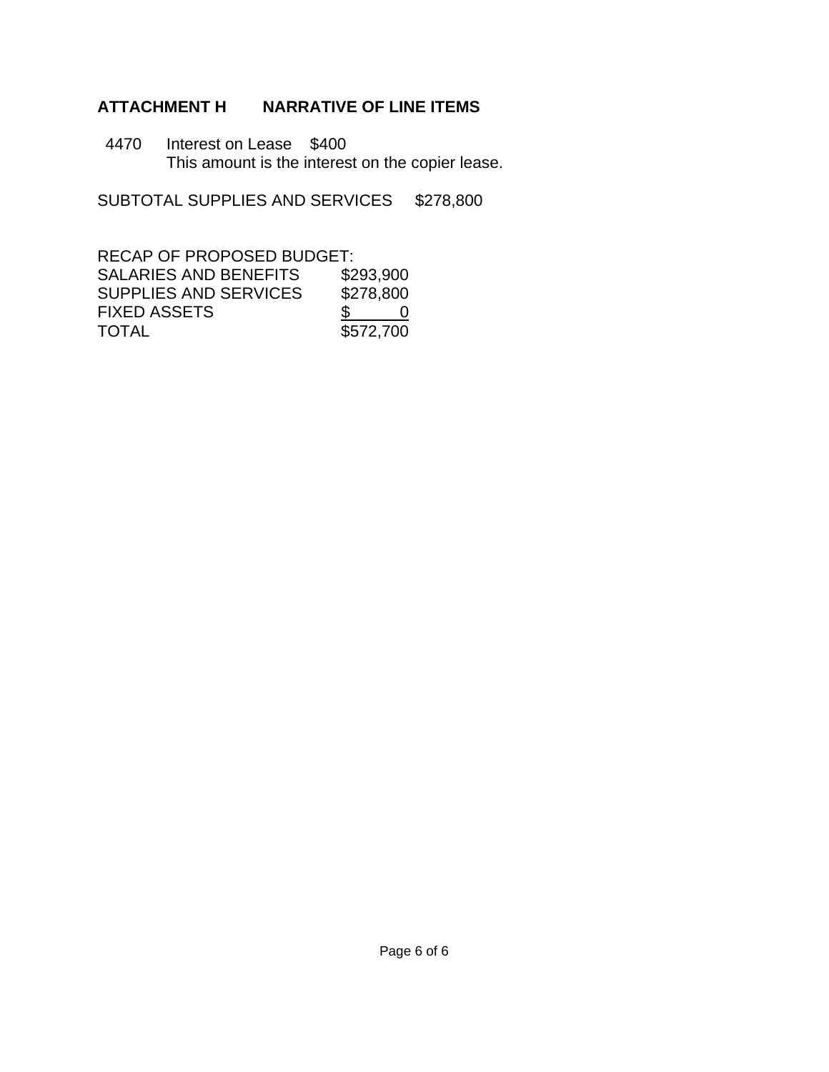## ATTACHMENT H NARRATIVE OF LINE ITEMS

4470 Interest on Lease $400
This amount is the interest on the copier lease.

SUBTOTAL SUPPLIES AND SERVICES $278,800

RECAP OF PROPOSED BUDGET:

| | |
|---|---|
| SALARIES AND BENEFITS | $293,900 |
| SUPPLIES AND SERVICES | $278,800 |
| FIXED ASSETS | $ 0 |
| TOTAL | $572,700 |